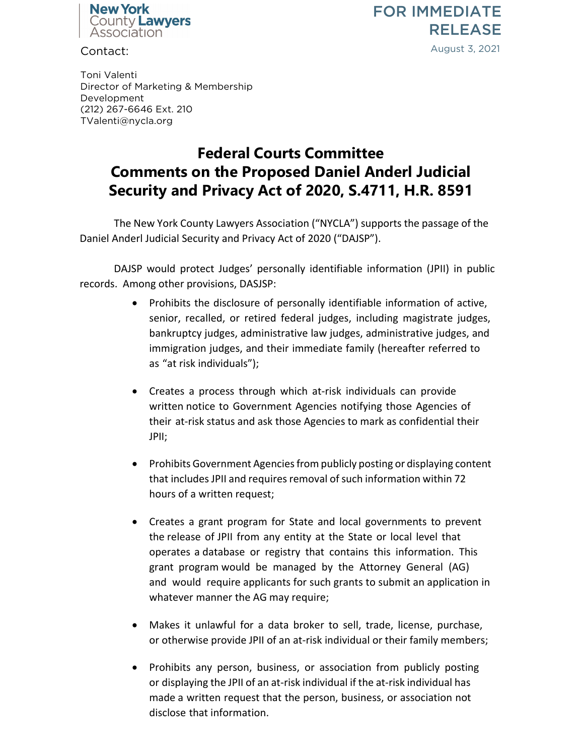New York County Lawyers Association

# FOR IMMEDIATE RELEASE

August 3, 2021

Contact:

Toni Valenti
Director of Marketing & Membership Development
(212) 267-6646 Ext. 210
TValenti@nycla.org

## Federal Courts Committee Comments on the Proposed Daniel Anderl Judicial Security and Privacy Act of 2020, S.4711, H.R. 8591

The New York County Lawyers Association ("NYCLA") supports the passage of the Daniel Anderl Judicial Security and Privacy Act of 2020 ("DAJSP").

DAJSP would protect Judges' personally identifiable information (JPII) in public records. Among other provisions, DASJSP:

- Prohibits the disclosure of personally identifiable information of active, senior, recalled, or retired federal judges, including magistrate judges, bankruptcy judges, administrative law judges, administrative judges, and immigration judges, and their immediate family (hereafter referred to as "at risk individuals");

- Creates a process through which at-risk individuals can provide written notice to Government Agencies notifying those Agencies of their at-risk status and ask those Agencies to mark as confidential their JPII;

- Prohibits Government Agencies from publicly posting or displaying content that includes JPII and requires removal of such information within 72 hours of a written request;

- Creates a grant program for State and local governments to prevent the release of JPII from any entity at the State or local level that operates a database or registry that contains this information. This grant program would be managed by the Attorney General (AG) and would require applicants for such grants to submit an application in whatever manner the AG may require;

- Makes it unlawful for a data broker to sell, trade, license, purchase, or otherwise provide JPII of an at-risk individual or their family members;

- Prohibits any person, business, or association from publicly posting or displaying the JPII of an at-risk individual if the at-risk individual has made a written request that the person, business, or association not disclose that information.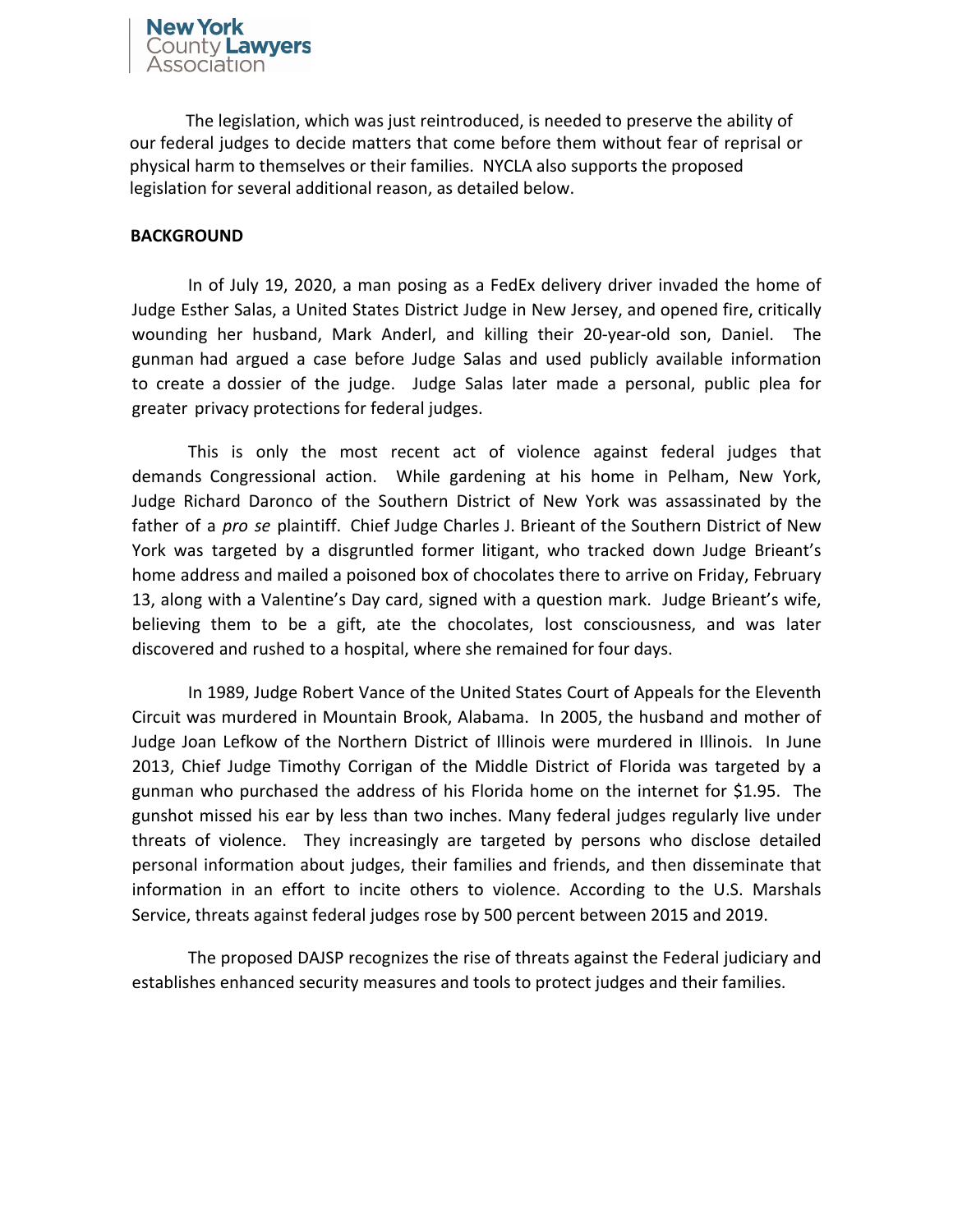The legislation, which was just reintroduced, is needed to preserve the ability of our federal judges to decide matters that come before them without fear of reprisal or physical harm to themselves or their families. NYCLA also supports the proposed legislation for several additional reason, as detailed below.

**BACKGROUND**

In of July 19, 2020, a man posing as a FedEx delivery driver invaded the home of Judge Esther Salas, a United States District Judge in New Jersey, and opened fire, critically wounding her husband, Mark Anderl, and killing their 20-year-old son, Daniel. The gunman had argued a case before Judge Salas and used publicly available information to create a dossier of the judge. Judge Salas later made a personal, public plea for greater privacy protections for federal judges.

This is only the most recent act of violence against federal judges that demands Congressional action. While gardening at his home in Pelham, New York, Judge Richard Daronco of the Southern District of New York was assassinated by the father of a *pro se* plaintiff. Chief Judge Charles J. Brieant of the Southern District of New York was targeted by a disgruntled former litigant, who tracked down Judge Brieant's home address and mailed a poisoned box of chocolates there to arrive on Friday, February 13, along with a Valentine's Day card, signed with a question mark. Judge Brieant's wife, believing them to be a gift, ate the chocolates, lost consciousness, and was later discovered and rushed to a hospital, where she remained for four days.

In 1989, Judge Robert Vance of the United States Court of Appeals for the Eleventh Circuit was murdered in Mountain Brook, Alabama. In 2005, the husband and mother of Judge Joan Lefkow of the Northern District of Illinois were murdered in Illinois. In June 2013, Chief Judge Timothy Corrigan of the Middle District of Florida was targeted by a gunman who purchased the address of his Florida home on the internet for $1.95. The gunshot missed his ear by less than two inches. Many federal judges regularly live under threats of violence. They increasingly are targeted by persons who disclose detailed personal information about judges, their families and friends, and then disseminate that information in an effort to incite others to violence. According to the U.S. Marshals Service, threats against federal judges rose by 500 percent between 2015 and 2019.

The proposed DAJSP recognizes the rise of threats against the Federal judiciary and establishes enhanced security measures and tools to protect judges and their families.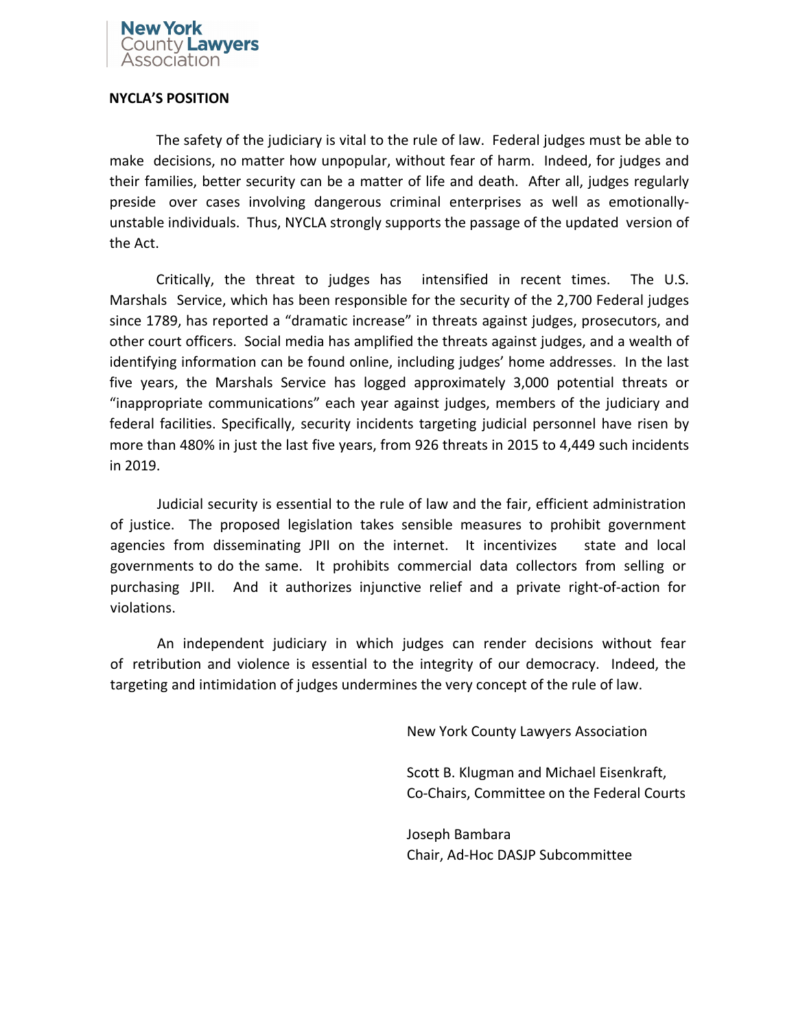**NYCLA'S POSITION**

The safety of the judiciary is vital to the rule of law. Federal judges must be able to make decisions, no matter how unpopular, without fear of harm. Indeed, for judges and their families, better security can be a matter of life and death. After all, judges regularly preside over cases involving dangerous criminal enterprises as well as emotionally-unstable individuals. Thus, NYCLA strongly supports the passage of the updated version of the Act.

Critically, the threat to judges has intensified in recent times. The U.S. Marshals Service, which has been responsible for the security of the 2,700 Federal judges since 1789, has reported a "dramatic increase" in threats against judges, prosecutors, and other court officers. Social media has amplified the threats against judges, and a wealth of identifying information can be found online, including judges' home addresses. In the last five years, the Marshals Service has logged approximately 3,000 potential threats or "inappropriate communications" each year against judges, members of the judiciary and federal facilities. Specifically, security incidents targeting judicial personnel have risen by more than 480% in just the last five years, from 926 threats in 2015 to 4,449 such incidents in 2019.

Judicial security is essential to the rule of law and the fair, efficient administration of justice. The proposed legislation takes sensible measures to prohibit government agencies from disseminating JPII on the internet. It incentivizes state and local governments to do the same. It prohibits commercial data collectors from selling or purchasing JPII. And it authorizes injunctive relief and a private right-of-action for violations.

An independent judiciary in which judges can render decisions without fear of retribution and violence is essential to the integrity of our democracy. Indeed, the targeting and intimidation of judges undermines the very concept of the rule of law.

New York County Lawyers Association

Scott B. Klugman and Michael Eisenkraft,
Co-Chairs, Committee on the Federal Courts

Joseph Bambara
Chair, Ad-Hoc DASJP Subcommittee